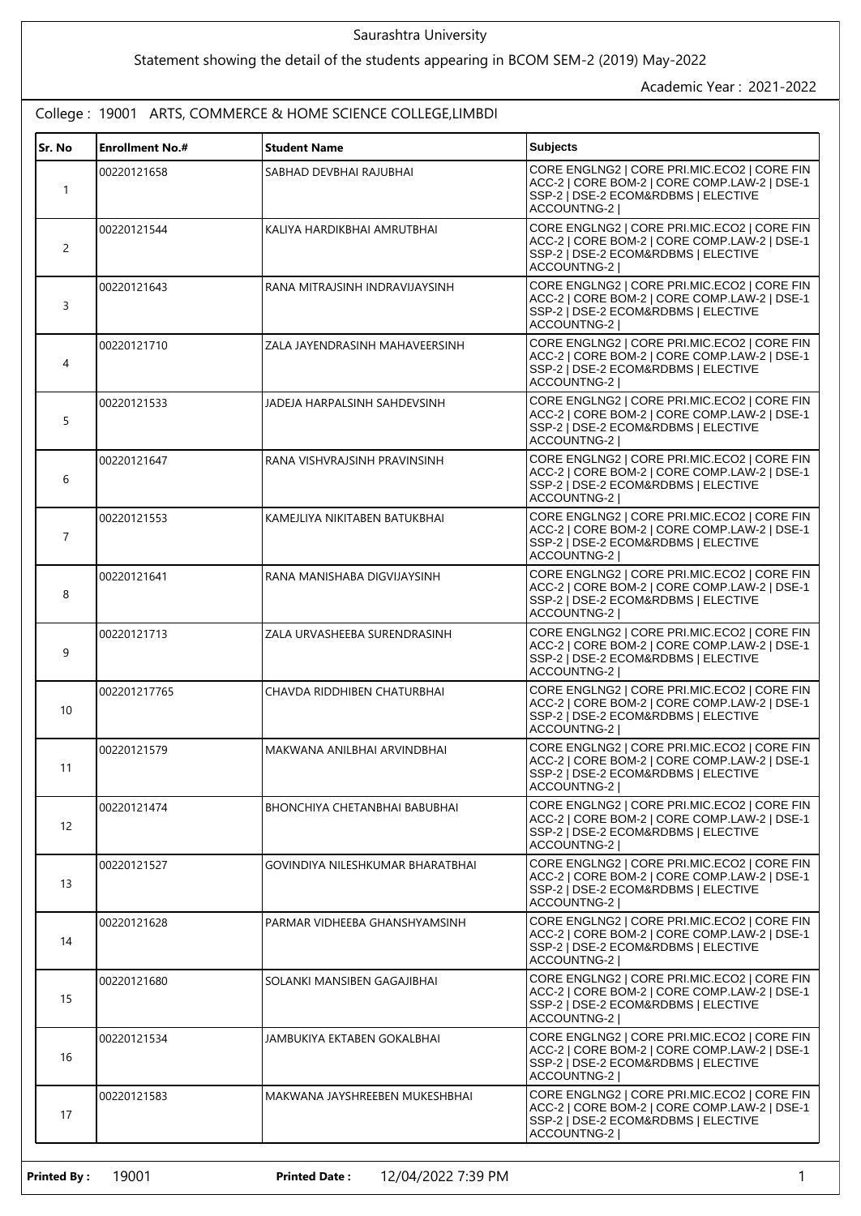Saurashtra University

Statement showing the detail of the students appearing in BCOM SEM-2 (2019) May-2022

Academic Year : 2021-2022

College : 19001 ARTS, COMMERCE & HOME SCIENCE COLLEGE,LIMBDI

| Sr. No | Enrollment No.# | Student Name | Subjects |
|---|---|---|---|
| 1 | 00220121658 | SABHAD DEVBHAI RAJUBHAI | CORE ENGLNG2 \| CORE PRI.MIC.ECO2 \| CORE FIN ACC-2 \| CORE BOM-2 \| CORE COMP.LAW-2 \| DSE-1 SSP-2 \| DSE-2 ECOM&RDBMS \| ELECTIVE ACCOUNTNG-2 \| |
| 2 | 00220121544 | KALIYA HARDIKBHAI AMRUTBHAI | CORE ENGLNG2 \| CORE PRI.MIC.ECO2 \| CORE FIN ACC-2 \| CORE BOM-2 \| CORE COMP.LAW-2 \| DSE-1 SSP-2 \| DSE-2 ECOM&RDBMS \| ELECTIVE ACCOUNTNG-2 \| |
| 3 | 00220121643 | RANA MITRAJSINH INDRAVIJAYSINH | CORE ENGLNG2 \| CORE PRI.MIC.ECO2 \| CORE FIN ACC-2 \| CORE BOM-2 \| CORE COMP.LAW-2 \| DSE-1 SSP-2 \| DSE-2 ECOM&RDBMS \| ELECTIVE ACCOUNTNG-2 \| |
| 4 | 00220121710 | ZALA JAYENDRASINH MAHAVEERSINH | CORE ENGLNG2 \| CORE PRI.MIC.ECO2 \| CORE FIN ACC-2 \| CORE BOM-2 \| CORE COMP.LAW-2 \| DSE-1 SSP-2 \| DSE-2 ECOM&RDBMS \| ELECTIVE ACCOUNTNG-2 \| |
| 5 | 00220121533 | JADEJA HARPALSINH SAHDEVSINH | CORE ENGLNG2 \| CORE PRI.MIC.ECO2 \| CORE FIN ACC-2 \| CORE BOM-2 \| CORE COMP.LAW-2 \| DSE-1 SSP-2 \| DSE-2 ECOM&RDBMS \| ELECTIVE ACCOUNTNG-2 \| |
| 6 | 00220121647 | RANA VISHVRAJSINH PRAVINSINH | CORE ENGLNG2 \| CORE PRI.MIC.ECO2 \| CORE FIN ACC-2 \| CORE BOM-2 \| CORE COMP.LAW-2 \| DSE-1 SSP-2 \| DSE-2 ECOM&RDBMS \| ELECTIVE ACCOUNTNG-2 \| |
| 7 | 00220121553 | KAMEJLIYA NIKITABEN BATUKBHAI | CORE ENGLNG2 \| CORE PRI.MIC.ECO2 \| CORE FIN ACC-2 \| CORE BOM-2 \| CORE COMP.LAW-2 \| DSE-1 SSP-2 \| DSE-2 ECOM&RDBMS \| ELECTIVE ACCOUNTNG-2 \| |
| 8 | 00220121641 | RANA MANISHABA DIGVIJAYSINH | CORE ENGLNG2 \| CORE PRI.MIC.ECO2 \| CORE FIN ACC-2 \| CORE BOM-2 \| CORE COMP.LAW-2 \| DSE-1 SSP-2 \| DSE-2 ECOM&RDBMS \| ELECTIVE ACCOUNTNG-2 \| |
| 9 | 00220121713 | ZALA URVASHEEBA SURENDRASINH | CORE ENGLNG2 \| CORE PRI.MIC.ECO2 \| CORE FIN ACC-2 \| CORE BOM-2 \| CORE COMP.LAW-2 \| DSE-1 SSP-2 \| DSE-2 ECOM&RDBMS \| ELECTIVE ACCOUNTNG-2 \| |
| 10 | 002201217765 | CHAVDA RIDDHIBEN CHATURBHAI | CORE ENGLNG2 \| CORE PRI.MIC.ECO2 \| CORE FIN ACC-2 \| CORE BOM-2 \| CORE COMP.LAW-2 \| DSE-1 SSP-2 \| DSE-2 ECOM&RDBMS \| ELECTIVE ACCOUNTNG-2 \| |
| 11 | 00220121579 | MAKWANA ANILBHAI ARVINDBHAI | CORE ENGLNG2 \| CORE PRI.MIC.ECO2 \| CORE FIN ACC-2 \| CORE BOM-2 \| CORE COMP.LAW-2 \| DSE-1 SSP-2 \| DSE-2 ECOM&RDBMS \| ELECTIVE ACCOUNTNG-2 \| |
| 12 | 00220121474 | BHONCHIYA CHETANBHAI BABUBHAI | CORE ENGLNG2 \| CORE PRI.MIC.ECO2 \| CORE FIN ACC-2 \| CORE BOM-2 \| CORE COMP.LAW-2 \| DSE-1 SSP-2 \| DSE-2 ECOM&RDBMS \| ELECTIVE ACCOUNTNG-2 \| |
| 13 | 00220121527 | GOVINDIYA NILESHKUMAR BHARATBHAI | CORE ENGLNG2 \| CORE PRI.MIC.ECO2 \| CORE FIN ACC-2 \| CORE BOM-2 \| CORE COMP.LAW-2 \| DSE-1 SSP-2 \| DSE-2 ECOM&RDBMS \| ELECTIVE ACCOUNTNG-2 \| |
| 14 | 00220121628 | PARMAR VIDHEEBA GHANSHYAMSINH | CORE ENGLNG2 \| CORE PRI.MIC.ECO2 \| CORE FIN ACC-2 \| CORE BOM-2 \| CORE COMP.LAW-2 \| DSE-1 SSP-2 \| DSE-2 ECOM&RDBMS \| ELECTIVE ACCOUNTNG-2 \| |
| 15 | 00220121680 | SOLANKI MANSIBEN GAGAJIBHAI | CORE ENGLNG2 \| CORE PRI.MIC.ECO2 \| CORE FIN ACC-2 \| CORE BOM-2 \| CORE COMP.LAW-2 \| DSE-1 SSP-2 \| DSE-2 ECOM&RDBMS \| ELECTIVE ACCOUNTNG-2 \| |
| 16 | 00220121534 | JAMBUKIYA EKTABEN GOKALBHAI | CORE ENGLNG2 \| CORE PRI.MIC.ECO2 \| CORE FIN ACC-2 \| CORE BOM-2 \| CORE COMP.LAW-2 \| DSE-1 SSP-2 \| DSE-2 ECOM&RDBMS \| ELECTIVE ACCOUNTNG-2 \| |
| 17 | 00220121583 | MAKWANA JAYSHREEBEN MUKESHBHAI | CORE ENGLNG2 \| CORE PRI.MIC.ECO2 \| CORE FIN ACC-2 \| CORE BOM-2 \| CORE COMP.LAW-2 \| DSE-1 SSP-2 \| DSE-2 ECOM&RDBMS \| ELECTIVE ACCOUNTNG-2 \| |

**Printed By :** 19001 **Printed Date :** 12/04/2022 7:39 PM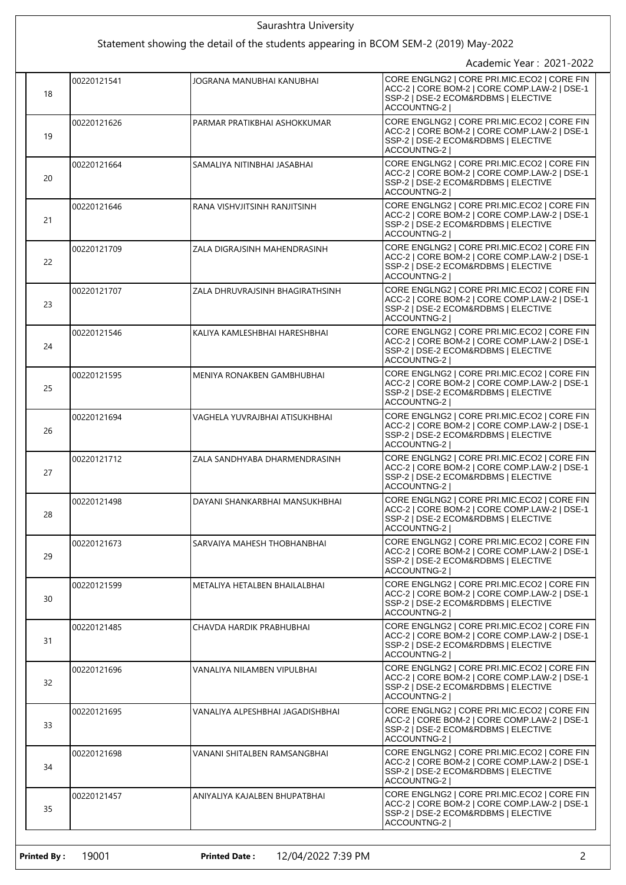Saurashtra University

Statement showing the detail of the students appearing in BCOM SEM-2 (2019) May-2022

Academic Year : 2021-2022

| | | | |
|---|---|---|---|
| 18 | 00220121541 | JOGRANA MANUBHAI KANUBHAI | CORE ENGLNG2 \| CORE PRI.MIC.ECO2 \| CORE FIN ACC-2 \| CORE BOM-2 \| CORE COMP.LAW-2 \| DSE-1 SSP-2 \| DSE-2 ECOM&RDBMS \| ELECTIVE ACCOUNTNG-2 \| |
| 19 | 00220121626 | PARMAR PRATIKBHAI ASHOKKUMAR | CORE ENGLNG2 \| CORE PRI.MIC.ECO2 \| CORE FIN ACC-2 \| CORE BOM-2 \| CORE COMP.LAW-2 \| DSE-1 SSP-2 \| DSE-2 ECOM&RDBMS \| ELECTIVE ACCOUNTNG-2 \| |
| 20 | 00220121664 | SAMALIYA NITINBHAI JASABHAI | CORE ENGLNG2 \| CORE PRI.MIC.ECO2 \| CORE FIN ACC-2 \| CORE BOM-2 \| CORE COMP.LAW-2 \| DSE-1 SSP-2 \| DSE-2 ECOM&RDBMS \| ELECTIVE ACCOUNTNG-2 \| |
| 21 | 00220121646 | RANA VISHVJITSINH RANJITSINH | CORE ENGLNG2 \| CORE PRI.MIC.ECO2 \| CORE FIN ACC-2 \| CORE BOM-2 \| CORE COMP.LAW-2 \| DSE-1 SSP-2 \| DSE-2 ECOM&RDBMS \| ELECTIVE ACCOUNTNG-2 \| |
| 22 | 00220121709 | ZALA DIGRAJSINH MAHENDRASINH | CORE ENGLNG2 \| CORE PRI.MIC.ECO2 \| CORE FIN ACC-2 \| CORE BOM-2 \| CORE COMP.LAW-2 \| DSE-1 SSP-2 \| DSE-2 ECOM&RDBMS \| ELECTIVE ACCOUNTNG-2 \| |
| 23 | 00220121707 | ZALA DHRUVRAJSINH BHAGIRATHSINH | CORE ENGLNG2 \| CORE PRI.MIC.ECO2 \| CORE FIN ACC-2 \| CORE BOM-2 \| CORE COMP.LAW-2 \| DSE-1 SSP-2 \| DSE-2 ECOM&RDBMS \| ELECTIVE ACCOUNTNG-2 \| |
| 24 | 00220121546 | KALIYA KAMLESHBHAI HARESHBHAI | CORE ENGLNG2 \| CORE PRI.MIC.ECO2 \| CORE FIN ACC-2 \| CORE BOM-2 \| CORE COMP.LAW-2 \| DSE-1 SSP-2 \| DSE-2 ECOM&RDBMS \| ELECTIVE ACCOUNTNG-2 \| |
| 25 | 00220121595 | MENIYA RONAKBEN GAMBHUBHAI | CORE ENGLNG2 \| CORE PRI.MIC.ECO2 \| CORE FIN ACC-2 \| CORE BOM-2 \| CORE COMP.LAW-2 \| DSE-1 SSP-2 \| DSE-2 ECOM&RDBMS \| ELECTIVE ACCOUNTNG-2 \| |
| 26 | 00220121694 | VAGHELA YUVRAJBHAI ATISUKHBHAI | CORE ENGLNG2 \| CORE PRI.MIC.ECO2 \| CORE FIN ACC-2 \| CORE BOM-2 \| CORE COMP.LAW-2 \| DSE-1 SSP-2 \| DSE-2 ECOM&RDBMS \| ELECTIVE ACCOUNTNG-2 \| |
| 27 | 00220121712 | ZALA SANDHYABA DHARMENDRASINH | CORE ENGLNG2 \| CORE PRI.MIC.ECO2 \| CORE FIN ACC-2 \| CORE BOM-2 \| CORE COMP.LAW-2 \| DSE-1 SSP-2 \| DSE-2 ECOM&RDBMS \| ELECTIVE ACCOUNTNG-2 \| |
| 28 | 00220121498 | DAYANI SHANKARBHAI MANSUKHBHAI | CORE ENGLNG2 \| CORE PRI.MIC.ECO2 \| CORE FIN ACC-2 \| CORE BOM-2 \| CORE COMP.LAW-2 \| DSE-1 SSP-2 \| DSE-2 ECOM&RDBMS \| ELECTIVE ACCOUNTNG-2 \| |
| 29 | 00220121673 | SARVAIYA MAHESH THOBHANBHAI | CORE ENGLNG2 \| CORE PRI.MIC.ECO2 \| CORE FIN ACC-2 \| CORE BOM-2 \| CORE COMP.LAW-2 \| DSE-1 SSP-2 \| DSE-2 ECOM&RDBMS \| ELECTIVE ACCOUNTNG-2 \| |
| 30 | 00220121599 | METALIYA HETALBEN BHAILALBHAI | CORE ENGLNG2 \| CORE PRI.MIC.ECO2 \| CORE FIN ACC-2 \| CORE BOM-2 \| CORE COMP.LAW-2 \| DSE-1 SSP-2 \| DSE-2 ECOM&RDBMS \| ELECTIVE ACCOUNTNG-2 \| |
| 31 | 00220121485 | CHAVDA HARDIK PRABHUBHAI | CORE ENGLNG2 \| CORE PRI.MIC.ECO2 \| CORE FIN ACC-2 \| CORE BOM-2 \| CORE COMP.LAW-2 \| DSE-1 SSP-2 \| DSE-2 ECOM&RDBMS \| ELECTIVE ACCOUNTNG-2 \| |
| 32 | 00220121696 | VANALIYA NILAMBEN VIPULBHAI | CORE ENGLNG2 \| CORE PRI.MIC.ECO2 \| CORE FIN ACC-2 \| CORE BOM-2 \| CORE COMP.LAW-2 \| DSE-1 SSP-2 \| DSE-2 ECOM&RDBMS \| ELECTIVE ACCOUNTNG-2 \| |
| 33 | 00220121695 | VANALIYA ALPESHBHAI JAGADISHBHAI | CORE ENGLNG2 \| CORE PRI.MIC.ECO2 \| CORE FIN ACC-2 \| CORE BOM-2 \| CORE COMP.LAW-2 \| DSE-1 SSP-2 \| DSE-2 ECOM&RDBMS \| ELECTIVE ACCOUNTNG-2 \| |
| 34 | 00220121698 | VANANI SHITALBEN RAMSANGBHAI | CORE ENGLNG2 \| CORE PRI.MIC.ECO2 \| CORE FIN ACC-2 \| CORE BOM-2 \| CORE COMP.LAW-2 \| DSE-1 SSP-2 \| DSE-2 ECOM&RDBMS \| ELECTIVE ACCOUNTNG-2 \| |
| 35 | 00220121457 | ANIYALIYA KAJALBEN BHUPATBHAI | CORE ENGLNG2 \| CORE PRI.MIC.ECO2 \| CORE FIN ACC-2 \| CORE BOM-2 \| CORE COMP.LAW-2 \| DSE-1 SSP-2 \| DSE-2 ECOM&RDBMS \| ELECTIVE ACCOUNTNG-2 \| |

**Printed By :** 19001 **Printed Date :** 12/04/2022 7:39 PM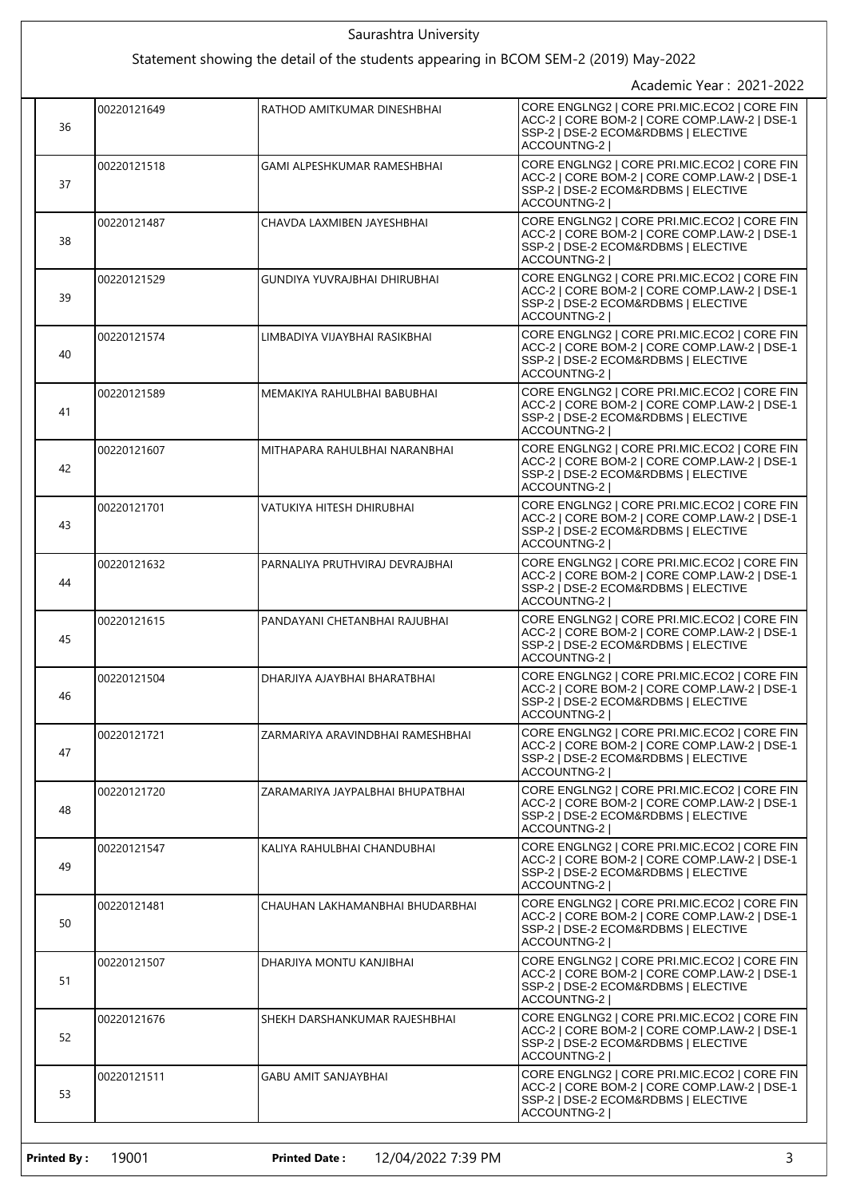Saurashtra University

Statement showing the detail of the students appearing in BCOM SEM-2 (2019) May-2022

Academic Year : 2021-2022

| | | | |
|---|---|---|---|
| 36 | 00220121649 | RATHOD AMITKUMAR DINESHBHAI | CORE ENGLNG2 \| CORE PRI.MIC.ECO2 \| CORE FIN ACC-2 \| CORE BOM-2 \| CORE COMP.LAW-2 \| DSE-1 SSP-2 \| DSE-2 ECOM&RDBMS \| ELECTIVE ACCOUNTNG-2 \| |
| 37 | 00220121518 | GAMI ALPESHKUMAR RAMESHBHAI | CORE ENGLNG2 \| CORE PRI.MIC.ECO2 \| CORE FIN ACC-2 \| CORE BOM-2 \| CORE COMP.LAW-2 \| DSE-1 SSP-2 \| DSE-2 ECOM&RDBMS \| ELECTIVE ACCOUNTNG-2 \| |
| 38 | 00220121487 | CHAVDA LAXMIBEN JAYESHBHAI | CORE ENGLNG2 \| CORE PRI.MIC.ECO2 \| CORE FIN ACC-2 \| CORE BOM-2 \| CORE COMP.LAW-2 \| DSE-1 SSP-2 \| DSE-2 ECOM&RDBMS \| ELECTIVE ACCOUNTNG-2 \| |
| 39 | 00220121529 | GUNDIYA YUVRAJBHAI DHIRUBHAI | CORE ENGLNG2 \| CORE PRI.MIC.ECO2 \| CORE FIN ACC-2 \| CORE BOM-2 \| CORE COMP.LAW-2 \| DSE-1 SSP-2 \| DSE-2 ECOM&RDBMS \| ELECTIVE ACCOUNTNG-2 \| |
| 40 | 00220121574 | LIMBADIYA VIJAYBHAI RASIKBHAI | CORE ENGLNG2 \| CORE PRI.MIC.ECO2 \| CORE FIN ACC-2 \| CORE BOM-2 \| CORE COMP.LAW-2 \| DSE-1 SSP-2 \| DSE-2 ECOM&RDBMS \| ELECTIVE ACCOUNTNG-2 \| |
| 41 | 00220121589 | MEMAKIYA RAHULBHAI BABUBHAI | CORE ENGLNG2 \| CORE PRI.MIC.ECO2 \| CORE FIN ACC-2 \| CORE BOM-2 \| CORE COMP.LAW-2 \| DSE-1 SSP-2 \| DSE-2 ECOM&RDBMS \| ELECTIVE ACCOUNTNG-2 \| |
| 42 | 00220121607 | MITHAPARA RAHULBHAI NARANBHAI | CORE ENGLNG2 \| CORE PRI.MIC.ECO2 \| CORE FIN ACC-2 \| CORE BOM-2 \| CORE COMP.LAW-2 \| DSE-1 SSP-2 \| DSE-2 ECOM&RDBMS \| ELECTIVE ACCOUNTNG-2 \| |
| 43 | 00220121701 | VATUKIYA HITESH DHIRUBHAI | CORE ENGLNG2 \| CORE PRI.MIC.ECO2 \| CORE FIN ACC-2 \| CORE BOM-2 \| CORE COMP.LAW-2 \| DSE-1 SSP-2 \| DSE-2 ECOM&RDBMS \| ELECTIVE ACCOUNTNG-2 \| |
| 44 | 00220121632 | PARNALIYA PRUTHVIRAJ DEVRAJBHAI | CORE ENGLNG2 \| CORE PRI.MIC.ECO2 \| CORE FIN ACC-2 \| CORE BOM-2 \| CORE COMP.LAW-2 \| DSE-1 SSP-2 \| DSE-2 ECOM&RDBMS \| ELECTIVE ACCOUNTNG-2 \| |
| 45 | 00220121615 | PANDAYANI CHETANBHAI RAJUBHAI | CORE ENGLNG2 \| CORE PRI.MIC.ECO2 \| CORE FIN ACC-2 \| CORE BOM-2 \| CORE COMP.LAW-2 \| DSE-1 SSP-2 \| DSE-2 ECOM&RDBMS \| ELECTIVE ACCOUNTNG-2 \| |
| 46 | 00220121504 | DHARJIYA AJAYBHAI BHARATBHAI | CORE ENGLNG2 \| CORE PRI.MIC.ECO2 \| CORE FIN ACC-2 \| CORE BOM-2 \| CORE COMP.LAW-2 \| DSE-1 SSP-2 \| DSE-2 ECOM&RDBMS \| ELECTIVE ACCOUNTNG-2 \| |
| 47 | 00220121721 | ZARMARIYA ARAVINDBHAI RAMESHBHAI | CORE ENGLNG2 \| CORE PRI.MIC.ECO2 \| CORE FIN ACC-2 \| CORE BOM-2 \| CORE COMP.LAW-2 \| DSE-1 SSP-2 \| DSE-2 ECOM&RDBMS \| ELECTIVE ACCOUNTNG-2 \| |
| 48 | 00220121720 | ZARAMARIYA JAYPALBHAI BHUPATBHAI | CORE ENGLNG2 \| CORE PRI.MIC.ECO2 \| CORE FIN ACC-2 \| CORE BOM-2 \| CORE COMP.LAW-2 \| DSE-1 SSP-2 \| DSE-2 ECOM&RDBMS \| ELECTIVE ACCOUNTNG-2 \| |
| 49 | 00220121547 | KALIYA RAHULBHAI CHANDUBHAI | CORE ENGLNG2 \| CORE PRI.MIC.ECO2 \| CORE FIN ACC-2 \| CORE BOM-2 \| CORE COMP.LAW-2 \| DSE-1 SSP-2 \| DSE-2 ECOM&RDBMS \| ELECTIVE ACCOUNTNG-2 \| |
| 50 | 00220121481 | CHAUHAN LAKHAMANBHAI BHUDARBHAI | CORE ENGLNG2 \| CORE PRI.MIC.ECO2 \| CORE FIN ACC-2 \| CORE BOM-2 \| CORE COMP.LAW-2 \| DSE-1 SSP-2 \| DSE-2 ECOM&RDBMS \| ELECTIVE ACCOUNTNG-2 \| |
| 51 | 00220121507 | DHARJIYA MONTU KANJIBHAI | CORE ENGLNG2 \| CORE PRI.MIC.ECO2 \| CORE FIN ACC-2 \| CORE BOM-2 \| CORE COMP.LAW-2 \| DSE-1 SSP-2 \| DSE-2 ECOM&RDBMS \| ELECTIVE ACCOUNTNG-2 \| |
| 52 | 00220121676 | SHEKH DARSHANKUMAR RAJESHBHAI | CORE ENGLNG2 \| CORE PRI.MIC.ECO2 \| CORE FIN ACC-2 \| CORE BOM-2 \| CORE COMP.LAW-2 \| DSE-1 SSP-2 \| DSE-2 ECOM&RDBMS \| ELECTIVE ACCOUNTNG-2 \| |
| 53 | 00220121511 | GABU AMIT SANJAYBHAI | CORE ENGLNG2 \| CORE PRI.MIC.ECO2 \| CORE FIN ACC-2 \| CORE BOM-2 \| CORE COMP.LAW-2 \| DSE-1 SSP-2 \| DSE-2 ECOM&RDBMS \| ELECTIVE ACCOUNTNG-2 \| |

**Printed By :** 19001 **Printed Date :** 12/04/2022 7:39 PM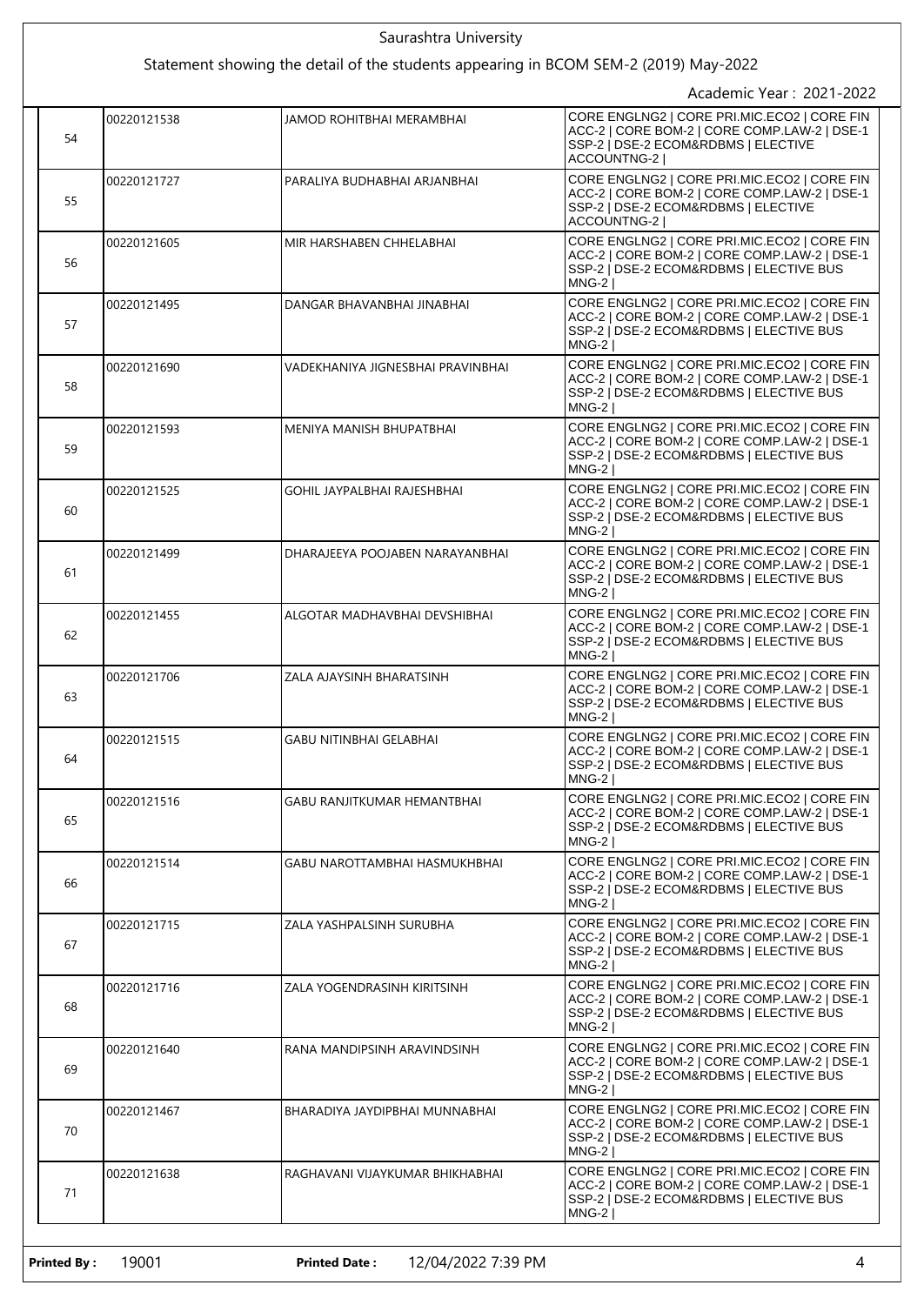Saurashtra University

Statement showing the detail of the students appearing in BCOM SEM-2 (2019) May-2022

Academic Year : 2021-2022

| | | | |
|---|---|---|---|
| 54 | 00220121538 | JAMOD ROHITBHAI MERAMBHAI | CORE ENGLNG2 \| CORE PRI.MIC.ECO2 \| CORE FIN ACC-2 \| CORE BOM-2 \| CORE COMP.LAW-2 \| DSE-1 SSP-2 \| DSE-2 ECOM&RDBMS \| ELECTIVE ACCOUNTNG-2 \| |
| 55 | 00220121727 | PARALIYA BUDHABHAI ARJANBHAI | CORE ENGLNG2 \| CORE PRI.MIC.ECO2 \| CORE FIN ACC-2 \| CORE BOM-2 \| CORE COMP.LAW-2 \| DSE-1 SSP-2 \| DSE-2 ECOM&RDBMS \| ELECTIVE ACCOUNTNG-2 \| |
| 56 | 00220121605 | MIR HARSHABEN CHHELABHAI | CORE ENGLNG2 \| CORE PRI.MIC.ECO2 \| CORE FIN ACC-2 \| CORE BOM-2 \| CORE COMP.LAW-2 \| DSE-1 SSP-2 \| DSE-2 ECOM&RDBMS \| ELECTIVE BUS MNG-2 \| |
| 57 | 00220121495 | DANGAR BHAVANBHAI JINABHAI | CORE ENGLNG2 \| CORE PRI.MIC.ECO2 \| CORE FIN ACC-2 \| CORE BOM-2 \| CORE COMP.LAW-2 \| DSE-1 SSP-2 \| DSE-2 ECOM&RDBMS \| ELECTIVE BUS MNG-2 \| |
| 58 | 00220121690 | VADEKHANIYA JIGNESBHAI PRAVINBHAI | CORE ENGLNG2 \| CORE PRI.MIC.ECO2 \| CORE FIN ACC-2 \| CORE BOM-2 \| CORE COMP.LAW-2 \| DSE-1 SSP-2 \| DSE-2 ECOM&RDBMS \| ELECTIVE BUS MNG-2 \| |
| 59 | 00220121593 | MENIYA MANISH BHUPATBHAI | CORE ENGLNG2 \| CORE PRI.MIC.ECO2 \| CORE FIN ACC-2 \| CORE BOM-2 \| CORE COMP.LAW-2 \| DSE-1 SSP-2 \| DSE-2 ECOM&RDBMS \| ELECTIVE BUS MNG-2 \| |
| 60 | 00220121525 | GOHIL JAYPALBHAI RAJESHBHAI | CORE ENGLNG2 \| CORE PRI.MIC.ECO2 \| CORE FIN ACC-2 \| CORE BOM-2 \| CORE COMP.LAW-2 \| DSE-1 SSP-2 \| DSE-2 ECOM&RDBMS \| ELECTIVE BUS MNG-2 \| |
| 61 | 00220121499 | DHARAJEEYA POOJABEN NARAYANBHAI | CORE ENGLNG2 \| CORE PRI.MIC.ECO2 \| CORE FIN ACC-2 \| CORE BOM-2 \| CORE COMP.LAW-2 \| DSE-1 SSP-2 \| DSE-2 ECOM&RDBMS \| ELECTIVE BUS MNG-2 \| |
| 62 | 00220121455 | ALGOTAR MADHAVBHAI DEVSHIBHAI | CORE ENGLNG2 \| CORE PRI.MIC.ECO2 \| CORE FIN ACC-2 \| CORE BOM-2 \| CORE COMP.LAW-2 \| DSE-1 SSP-2 \| DSE-2 ECOM&RDBMS \| ELECTIVE BUS MNG-2 \| |
| 63 | 00220121706 | ZALA AJAYSINH BHARATSINH | CORE ENGLNG2 \| CORE PRI.MIC.ECO2 \| CORE FIN ACC-2 \| CORE BOM-2 \| CORE COMP.LAW-2 \| DSE-1 SSP-2 \| DSE-2 ECOM&RDBMS \| ELECTIVE BUS MNG-2 \| |
| 64 | 00220121515 | GABU NITINBHAI GELABHAI | CORE ENGLNG2 \| CORE PRI.MIC.ECO2 \| CORE FIN ACC-2 \| CORE BOM-2 \| CORE COMP.LAW-2 \| DSE-1 SSP-2 \| DSE-2 ECOM&RDBMS \| ELECTIVE BUS MNG-2 \| |
| 65 | 00220121516 | GABU RANJITKUMAR HEMANTBHAI | CORE ENGLNG2 \| CORE PRI.MIC.ECO2 \| CORE FIN ACC-2 \| CORE BOM-2 \| CORE COMP.LAW-2 \| DSE-1 SSP-2 \| DSE-2 ECOM&RDBMS \| ELECTIVE BUS MNG-2 \| |
| 66 | 00220121514 | GABU NAROTTAMBHAI HASMUKHBHAI | CORE ENGLNG2 \| CORE PRI.MIC.ECO2 \| CORE FIN ACC-2 \| CORE BOM-2 \| CORE COMP.LAW-2 \| DSE-1 SSP-2 \| DSE-2 ECOM&RDBMS \| ELECTIVE BUS MNG-2 \| |
| 67 | 00220121715 | ZALA YASHPALSINH SURUBHA | CORE ENGLNG2 \| CORE PRI.MIC.ECO2 \| CORE FIN ACC-2 \| CORE BOM-2 \| CORE COMP.LAW-2 \| DSE-1 SSP-2 \| DSE-2 ECOM&RDBMS \| ELECTIVE BUS MNG-2 \| |
| 68 | 00220121716 | ZALA YOGENDRASINH KIRITSINH | CORE ENGLNG2 \| CORE PRI.MIC.ECO2 \| CORE FIN ACC-2 \| CORE BOM-2 \| CORE COMP.LAW-2 \| DSE-1 SSP-2 \| DSE-2 ECOM&RDBMS \| ELECTIVE BUS MNG-2 \| |
| 69 | 00220121640 | RANA MANDIPSINH ARAVINDSINH | CORE ENGLNG2 \| CORE PRI.MIC.ECO2 \| CORE FIN ACC-2 \| CORE BOM-2 \| CORE COMP.LAW-2 \| DSE-1 SSP-2 \| DSE-2 ECOM&RDBMS \| ELECTIVE BUS MNG-2 \| |
| 70 | 00220121467 | BHARADIYA JAYDIPBHAI MUNNABHAI | CORE ENGLNG2 \| CORE PRI.MIC.ECO2 \| CORE FIN ACC-2 \| CORE BOM-2 \| CORE COMP.LAW-2 \| DSE-1 SSP-2 \| DSE-2 ECOM&RDBMS \| ELECTIVE BUS MNG-2 \| |
| 71 | 00220121638 | RAGHAVANI VIJAYKUMAR BHIKHABHAI | CORE ENGLNG2 \| CORE PRI.MIC.ECO2 \| CORE FIN ACC-2 \| CORE BOM-2 \| CORE COMP.LAW-2 \| DSE-1 SSP-2 \| DSE-2 ECOM&RDBMS \| ELECTIVE BUS MNG-2 \| |

**Printed By :** 19001 **Printed Date :** 12/04/2022 7:39 PM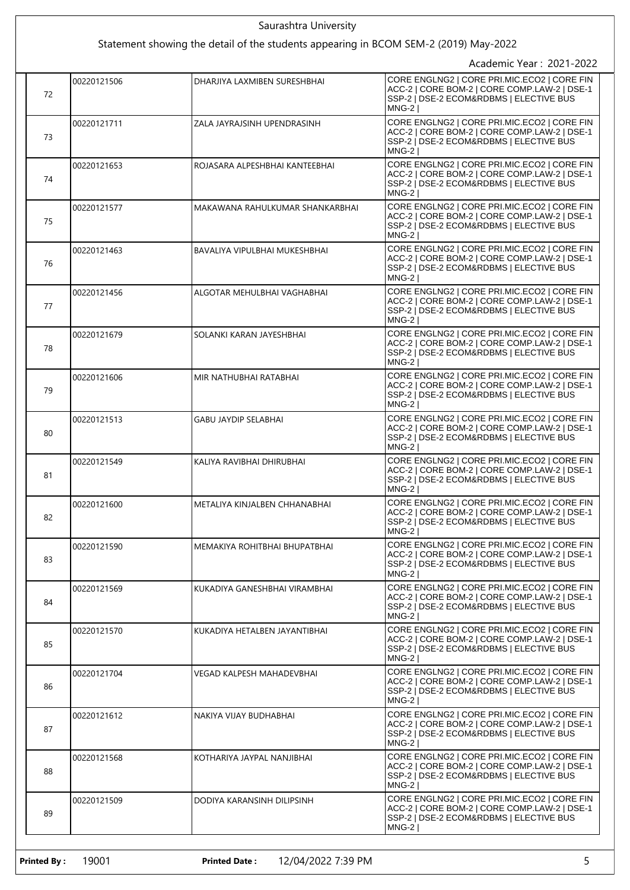Saurashtra University

Statement showing the detail of the students appearing in BCOM SEM-2 (2019) May-2022

Academic Year : 2021-2022

| | | | |
|---|---|---|---|
| 72 | 00220121506 | DHARJIYA LAXMIBEN SURESHBHAI | CORE ENGLNG2 \| CORE PRI.MIC.ECO2 \| CORE FIN ACC-2 \| CORE BOM-2 \| CORE COMP.LAW-2 \| DSE-1 SSP-2 \| DSE-2 ECOM&RDBMS \| ELECTIVE BUS MNG-2 \| |
| 73 | 00220121711 | ZALA JAYRAJSINH UPENDRASINH | CORE ENGLNG2 \| CORE PRI.MIC.ECO2 \| CORE FIN ACC-2 \| CORE BOM-2 \| CORE COMP.LAW-2 \| DSE-1 SSP-2 \| DSE-2 ECOM&RDBMS \| ELECTIVE BUS MNG-2 \| |
| 74 | 00220121653 | ROJASARA ALPESHBHAI KANTEEBHAI | CORE ENGLNG2 \| CORE PRI.MIC.ECO2 \| CORE FIN ACC-2 \| CORE BOM-2 \| CORE COMP.LAW-2 \| DSE-1 SSP-2 \| DSE-2 ECOM&RDBMS \| ELECTIVE BUS MNG-2 \| |
| 75 | 00220121577 | MAKAWANA RAHULKUMAR SHANKARBHAI | CORE ENGLNG2 \| CORE PRI.MIC.ECO2 \| CORE FIN ACC-2 \| CORE BOM-2 \| CORE COMP.LAW-2 \| DSE-1 SSP-2 \| DSE-2 ECOM&RDBMS \| ELECTIVE BUS MNG-2 \| |
| 76 | 00220121463 | BAVALIYA VIPULBHAI MUKESHBHAI | CORE ENGLNG2 \| CORE PRI.MIC.ECO2 \| CORE FIN ACC-2 \| CORE BOM-2 \| CORE COMP.LAW-2 \| DSE-1 SSP-2 \| DSE-2 ECOM&RDBMS \| ELECTIVE BUS MNG-2 \| |
| 77 | 00220121456 | ALGOTAR MEHULBHAI VAGHABHAI | CORE ENGLNG2 \| CORE PRI.MIC.ECO2 \| CORE FIN ACC-2 \| CORE BOM-2 \| CORE COMP.LAW-2 \| DSE-1 SSP-2 \| DSE-2 ECOM&RDBMS \| ELECTIVE BUS MNG-2 \| |
| 78 | 00220121679 | SOLANKI KARAN JAYESHBHAI | CORE ENGLNG2 \| CORE PRI.MIC.ECO2 \| CORE FIN ACC-2 \| CORE BOM-2 \| CORE COMP.LAW-2 \| DSE-1 SSP-2 \| DSE-2 ECOM&RDBMS \| ELECTIVE BUS MNG-2 \| |
| 79 | 00220121606 | MIR NATHUBHAI RATABHAI | CORE ENGLNG2 \| CORE PRI.MIC.ECO2 \| CORE FIN ACC-2 \| CORE BOM-2 \| CORE COMP.LAW-2 \| DSE-1 SSP-2 \| DSE-2 ECOM&RDBMS \| ELECTIVE BUS MNG-2 \| |
| 80 | 00220121513 | GABU JAYDIP SELABHAI | CORE ENGLNG2 \| CORE PRI.MIC.ECO2 \| CORE FIN ACC-2 \| CORE BOM-2 \| CORE COMP.LAW-2 \| DSE-1 SSP-2 \| DSE-2 ECOM&RDBMS \| ELECTIVE BUS MNG-2 \| |
| 81 | 00220121549 | KALIYA RAVIBHAI DHIRUBHAI | CORE ENGLNG2 \| CORE PRI.MIC.ECO2 \| CORE FIN ACC-2 \| CORE BOM-2 \| CORE COMP.LAW-2 \| DSE-1 SSP-2 \| DSE-2 ECOM&RDBMS \| ELECTIVE BUS MNG-2 \| |
| 82 | 00220121600 | METALIYA KINJALBEN CHHANABHAI | CORE ENGLNG2 \| CORE PRI.MIC.ECO2 \| CORE FIN ACC-2 \| CORE BOM-2 \| CORE COMP.LAW-2 \| DSE-1 SSP-2 \| DSE-2 ECOM&RDBMS \| ELECTIVE BUS MNG-2 \| |
| 83 | 00220121590 | MEMAKIYA ROHITBHAI BHUPATBHAI | CORE ENGLNG2 \| CORE PRI.MIC.ECO2 \| CORE FIN ACC-2 \| CORE BOM-2 \| CORE COMP.LAW-2 \| DSE-1 SSP-2 \| DSE-2 ECOM&RDBMS \| ELECTIVE BUS MNG-2 \| |
| 84 | 00220121569 | KUKADIYA GANESHBHAI VIRAMBHAI | CORE ENGLNG2 \| CORE PRI.MIC.ECO2 \| CORE FIN ACC-2 \| CORE BOM-2 \| CORE COMP.LAW-2 \| DSE-1 SSP-2 \| DSE-2 ECOM&RDBMS \| ELECTIVE BUS MNG-2 \| |
| 85 | 00220121570 | KUKADIYA HETALBEN JAYANTIBHAI | CORE ENGLNG2 \| CORE PRI.MIC.ECO2 \| CORE FIN ACC-2 \| CORE BOM-2 \| CORE COMP.LAW-2 \| DSE-1 SSP-2 \| DSE-2 ECOM&RDBMS \| ELECTIVE BUS MNG-2 \| |
| 86 | 00220121704 | VEGAD KALPESH MAHADEVBHAI | CORE ENGLNG2 \| CORE PRI.MIC.ECO2 \| CORE FIN ACC-2 \| CORE BOM-2 \| CORE COMP.LAW-2 \| DSE-1 SSP-2 \| DSE-2 ECOM&RDBMS \| ELECTIVE BUS MNG-2 \| |
| 87 | 00220121612 | NAKIYA VIJAY BUDHABHAI | CORE ENGLNG2 \| CORE PRI.MIC.ECO2 \| CORE FIN ACC-2 \| CORE BOM-2 \| CORE COMP.LAW-2 \| DSE-1 SSP-2 \| DSE-2 ECOM&RDBMS \| ELECTIVE BUS MNG-2 \| |
| 88 | 00220121568 | KOTHARIYA JAYPAL NANJIBHAI | CORE ENGLNG2 \| CORE PRI.MIC.ECO2 \| CORE FIN ACC-2 \| CORE BOM-2 \| CORE COMP.LAW-2 \| DSE-1 SSP-2 \| DSE-2 ECOM&RDBMS \| ELECTIVE BUS MNG-2 \| |
| 89 | 00220121509 | DODIYA KARANSINH DILIPSINH | CORE ENGLNG2 \| CORE PRI.MIC.ECO2 \| CORE FIN ACC-2 \| CORE BOM-2 \| CORE COMP.LAW-2 \| DSE-1 SSP-2 \| DSE-2 ECOM&RDBMS \| ELECTIVE BUS MNG-2 \| |

**Printed By :** 19001 **Printed Date :** 12/04/2022 7:39 PM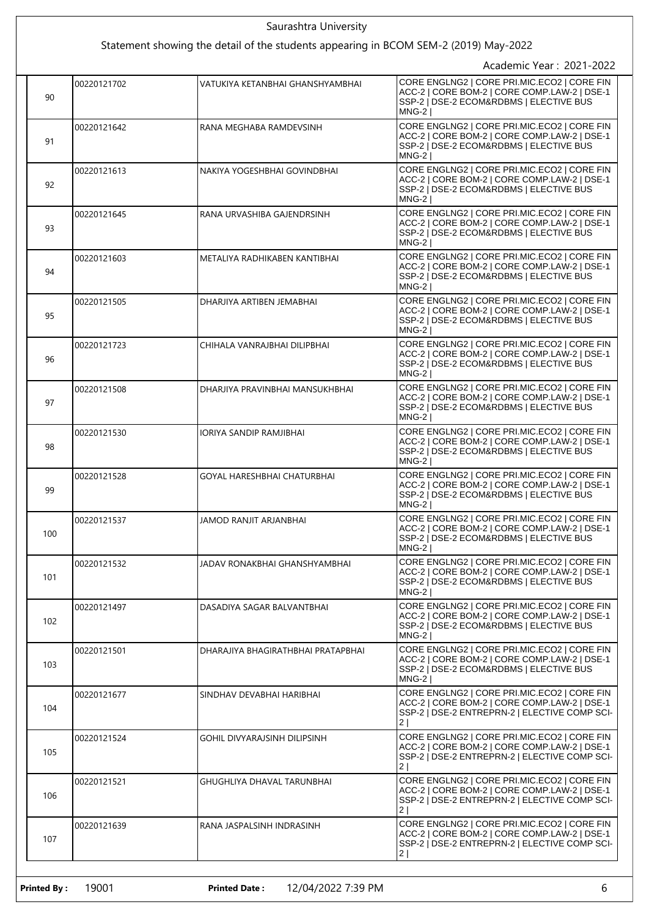Saurashtra University

Statement showing the detail of the students appearing in BCOM SEM-2 (2019) May-2022

Academic Year : 2021-2022

| | | | |
|---|---|---|---|
| 90 | 00220121702 | VATUKIYA KETANBHAI GHANSHYAMBHAI | CORE ENGLNG2 \| CORE PRI.MIC.ECO2 \| CORE FIN ACC-2 \| CORE BOM-2 \| CORE COMP.LAW-2 \| DSE-1 SSP-2 \| DSE-2 ECOM&RDBMS \| ELECTIVE BUS MNG-2 \| |
| 91 | 00220121642 | RANA MEGHABA RAMDEVSINH | CORE ENGLNG2 \| CORE PRI.MIC.ECO2 \| CORE FIN ACC-2 \| CORE BOM-2 \| CORE COMP.LAW-2 \| DSE-1 SSP-2 \| DSE-2 ECOM&RDBMS \| ELECTIVE BUS MNG-2 \| |
| 92 | 00220121613 | NAKIYA YOGESHBHAI GOVINDBHAI | CORE ENGLNG2 \| CORE PRI.MIC.ECO2 \| CORE FIN ACC-2 \| CORE BOM-2 \| CORE COMP.LAW-2 \| DSE-1 SSP-2 \| DSE-2 ECOM&RDBMS \| ELECTIVE BUS MNG-2 \| |
| 93 | 00220121645 | RANA URVASHIBA GAJENDRSINH | CORE ENGLNG2 \| CORE PRI.MIC.ECO2 \| CORE FIN ACC-2 \| CORE BOM-2 \| CORE COMP.LAW-2 \| DSE-1 SSP-2 \| DSE-2 ECOM&RDBMS \| ELECTIVE BUS MNG-2 \| |
| 94 | 00220121603 | METALIYA RADHIKABEN KANTIBHAI | CORE ENGLNG2 \| CORE PRI.MIC.ECO2 \| CORE FIN ACC-2 \| CORE BOM-2 \| CORE COMP.LAW-2 \| DSE-1 SSP-2 \| DSE-2 ECOM&RDBMS \| ELECTIVE BUS MNG-2 \| |
| 95 | 00220121505 | DHARJIYA ARTIBEN JEMABHAI | CORE ENGLNG2 \| CORE PRI.MIC.ECO2 \| CORE FIN ACC-2 \| CORE BOM-2 \| CORE COMP.LAW-2 \| DSE-1 SSP-2 \| DSE-2 ECOM&RDBMS \| ELECTIVE BUS MNG-2 \| |
| 96 | 00220121723 | CHIHALA VANRAJBHAI DILIPBHAI | CORE ENGLNG2 \| CORE PRI.MIC.ECO2 \| CORE FIN ACC-2 \| CORE BOM-2 \| CORE COMP.LAW-2 \| DSE-1 SSP-2 \| DSE-2 ECOM&RDBMS \| ELECTIVE BUS MNG-2 \| |
| 97 | 00220121508 | DHARJIYA PRAVINBHAI MANSUKHBHAI | CORE ENGLNG2 \| CORE PRI.MIC.ECO2 \| CORE FIN ACC-2 \| CORE BOM-2 \| CORE COMP.LAW-2 \| DSE-1 SSP-2 \| DSE-2 ECOM&RDBMS \| ELECTIVE BUS MNG-2 \| |
| 98 | 00220121530 | IORIYA SANDIP RAMJIBHAI | CORE ENGLNG2 \| CORE PRI.MIC.ECO2 \| CORE FIN ACC-2 \| CORE BOM-2 \| CORE COMP.LAW-2 \| DSE-1 SSP-2 \| DSE-2 ECOM&RDBMS \| ELECTIVE BUS MNG-2 \| |
| 99 | 00220121528 | GOYAL HARESHBHAI CHATURBHAI | CORE ENGLNG2 \| CORE PRI.MIC.ECO2 \| CORE FIN ACC-2 \| CORE BOM-2 \| CORE COMP.LAW-2 \| DSE-1 SSP-2 \| DSE-2 ECOM&RDBMS \| ELECTIVE BUS MNG-2 \| |
| 100 | 00220121537 | JAMOD RANJIT ARJANBHAI | CORE ENGLNG2 \| CORE PRI.MIC.ECO2 \| CORE FIN ACC-2 \| CORE BOM-2 \| CORE COMP.LAW-2 \| DSE-1 SSP-2 \| DSE-2 ECOM&RDBMS \| ELECTIVE BUS MNG-2 \| |
| 101 | 00220121532 | JADAV RONAKBHAI GHANSHYAMBHAI | CORE ENGLNG2 \| CORE PRI.MIC.ECO2 \| CORE FIN ACC-2 \| CORE BOM-2 \| CORE COMP.LAW-2 \| DSE-1 SSP-2 \| DSE-2 ECOM&RDBMS \| ELECTIVE BUS MNG-2 \| |
| 102 | 00220121497 | DASADIYA SAGAR BALVANTBHAI | CORE ENGLNG2 \| CORE PRI.MIC.ECO2 \| CORE FIN ACC-2 \| CORE BOM-2 \| CORE COMP.LAW-2 \| DSE-1 SSP-2 \| DSE-2 ECOM&RDBMS \| ELECTIVE BUS MNG-2 \| |
| 103 | 00220121501 | DHARAJIYA BHAGIRATHBHAI PRATAPBHAI | CORE ENGLNG2 \| CORE PRI.MIC.ECO2 \| CORE FIN ACC-2 \| CORE BOM-2 \| CORE COMP.LAW-2 \| DSE-1 SSP-2 \| DSE-2 ECOM&RDBMS \| ELECTIVE BUS MNG-2 \| |
| 104 | 00220121677 | SINDHAV DEVABHAI HARIBHAI | CORE ENGLNG2 \| CORE PRI.MIC.ECO2 \| CORE FIN ACC-2 \| CORE BOM-2 \| CORE COMP.LAW-2 \| DSE-1 SSP-2 \| DSE-2 ENTREPRN-2 \| ELECTIVE COMP SCI-2 \| |
| 105 | 00220121524 | GOHIL DIVYARAJSINH DILIPSINH | CORE ENGLNG2 \| CORE PRI.MIC.ECO2 \| CORE FIN ACC-2 \| CORE BOM-2 \| CORE COMP.LAW-2 \| DSE-1 SSP-2 \| DSE-2 ENTREPRN-2 \| ELECTIVE COMP SCI-2 \| |
| 106 | 00220121521 | GHUGHLIYA DHAVAL TARUNBHAI | CORE ENGLNG2 \| CORE PRI.MIC.ECO2 \| CORE FIN ACC-2 \| CORE BOM-2 \| CORE COMP.LAW-2 \| DSE-1 SSP-2 \| DSE-2 ENTREPRN-2 \| ELECTIVE COMP SCI-2 \| |
| 107 | 00220121639 | RANA JASPALSINH INDRASINH | CORE ENGLNG2 \| CORE PRI.MIC.ECO2 \| CORE FIN ACC-2 \| CORE BOM-2 \| CORE COMP.LAW-2 \| DSE-1 SSP-2 \| DSE-2 ENTREPRN-2 \| ELECTIVE COMP SCI-2 \| |

**Printed By :** 19001 **Printed Date :** 12/04/2022 7:39 PM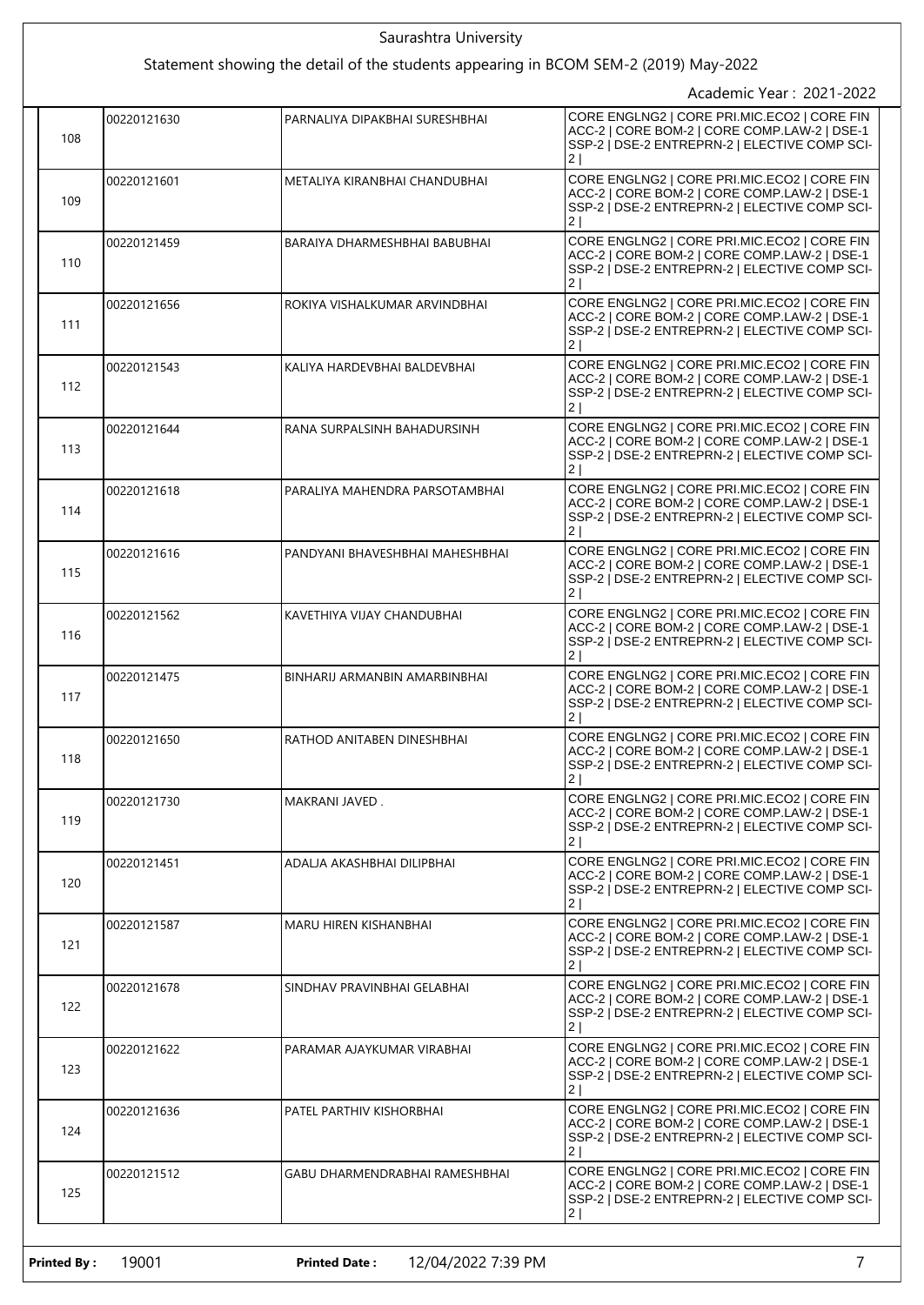Saurashtra University

Statement showing the detail of the students appearing in BCOM SEM-2 (2019) May-2022

Academic Year : 2021-2022

| | | | |
|---|---|---|---|
| 108 | 00220121630 | PARNALIYA DIPAKBHAI SURESHBHAI | CORE ENGLNG2 \| CORE PRI.MIC.ECO2 \| CORE FIN ACC-2 \| CORE BOM-2 \| CORE COMP.LAW-2 \| DSE-1 SSP-2 \| DSE-2 ENTREPRN-2 \| ELECTIVE COMP SCI-2 \| |
| 109 | 00220121601 | METALIYA KIRANBHAI CHANDUBHAI | CORE ENGLNG2 \| CORE PRI.MIC.ECO2 \| CORE FIN ACC-2 \| CORE BOM-2 \| CORE COMP.LAW-2 \| DSE-1 SSP-2 \| DSE-2 ENTREPRN-2 \| ELECTIVE COMP SCI-2 \| |
| 110 | 00220121459 | BARAIYA DHARMESHBHAI BABUBHAI | CORE ENGLNG2 \| CORE PRI.MIC.ECO2 \| CORE FIN ACC-2 \| CORE BOM-2 \| CORE COMP.LAW-2 \| DSE-1 SSP-2 \| DSE-2 ENTREPRN-2 \| ELECTIVE COMP SCI-2 \| |
| 111 | 00220121656 | ROKIYA VISHALKUMAR ARVINDBHAI | CORE ENGLNG2 \| CORE PRI.MIC.ECO2 \| CORE FIN ACC-2 \| CORE BOM-2 \| CORE COMP.LAW-2 \| DSE-1 SSP-2 \| DSE-2 ENTREPRN-2 \| ELECTIVE COMP SCI-2 \| |
| 112 | 00220121543 | KALIYA HARDEVBHAI BALDEVBHAI | CORE ENGLNG2 \| CORE PRI.MIC.ECO2 \| CORE FIN ACC-2 \| CORE BOM-2 \| CORE COMP.LAW-2 \| DSE-1 SSP-2 \| DSE-2 ENTREPRN-2 \| ELECTIVE COMP SCI-2 \| |
| 113 | 00220121644 | RANA SURPALSINH BAHADURSINH | CORE ENGLNG2 \| CORE PRI.MIC.ECO2 \| CORE FIN ACC-2 \| CORE BOM-2 \| CORE COMP.LAW-2 \| DSE-1 SSP-2 \| DSE-2 ENTREPRN-2 \| ELECTIVE COMP SCI-2 \| |
| 114 | 00220121618 | PARALIYA MAHENDRA PARSOTAMBHAI | CORE ENGLNG2 \| CORE PRI.MIC.ECO2 \| CORE FIN ACC-2 \| CORE BOM-2 \| CORE COMP.LAW-2 \| DSE-1 SSP-2 \| DSE-2 ENTREPRN-2 \| ELECTIVE COMP SCI-2 \| |
| 115 | 00220121616 | PANDYANI BHAVESHBHAI MAHESHBHAI | CORE ENGLNG2 \| CORE PRI.MIC.ECO2 \| CORE FIN ACC-2 \| CORE BOM-2 \| CORE COMP.LAW-2 \| DSE-1 SSP-2 \| DSE-2 ENTREPRN-2 \| ELECTIVE COMP SCI-2 \| |
| 116 | 00220121562 | KAVETHIYA VIJAY CHANDUBHAI | CORE ENGLNG2 \| CORE PRI.MIC.ECO2 \| CORE FIN ACC-2 \| CORE BOM-2 \| CORE COMP.LAW-2 \| DSE-1 SSP-2 \| DSE-2 ENTREPRN-2 \| ELECTIVE COMP SCI-2 \| |
| 117 | 00220121475 | BINHARIJ ARMANBIN AMARBINBHAI | CORE ENGLNG2 \| CORE PRI.MIC.ECO2 \| CORE FIN ACC-2 \| CORE BOM-2 \| CORE COMP.LAW-2 \| DSE-1 SSP-2 \| DSE-2 ENTREPRN-2 \| ELECTIVE COMP SCI-2 \| |
| 118 | 00220121650 | RATHOD ANITABEN DINESHBHAI | CORE ENGLNG2 \| CORE PRI.MIC.ECO2 \| CORE FIN ACC-2 \| CORE BOM-2 \| CORE COMP.LAW-2 \| DSE-1 SSP-2 \| DSE-2 ENTREPRN-2 \| ELECTIVE COMP SCI-2 \| |
| 119 | 00220121730 | MAKRANI JAVED . | CORE ENGLNG2 \| CORE PRI.MIC.ECO2 \| CORE FIN ACC-2 \| CORE BOM-2 \| CORE COMP.LAW-2 \| DSE-1 SSP-2 \| DSE-2 ENTREPRN-2 \| ELECTIVE COMP SCI-2 \| |
| 120 | 00220121451 | ADALJA AKASHBHAI DILIPBHAI | CORE ENGLNG2 \| CORE PRI.MIC.ECO2 \| CORE FIN ACC-2 \| CORE BOM-2 \| CORE COMP.LAW-2 \| DSE-1 SSP-2 \| DSE-2 ENTREPRN-2 \| ELECTIVE COMP SCI-2 \| |
| 121 | 00220121587 | MARU HIREN KISHANBHAI | CORE ENGLNG2 \| CORE PRI.MIC.ECO2 \| CORE FIN ACC-2 \| CORE BOM-2 \| CORE COMP.LAW-2 \| DSE-1 SSP-2 \| DSE-2 ENTREPRN-2 \| ELECTIVE COMP SCI-2 \| |
| 122 | 00220121678 | SINDHAV PRAVINBHAI GELABHAI | CORE ENGLNG2 \| CORE PRI.MIC.ECO2 \| CORE FIN ACC-2 \| CORE BOM-2 \| CORE COMP.LAW-2 \| DSE-1 SSP-2 \| DSE-2 ENTREPRN-2 \| ELECTIVE COMP SCI-2 \| |
| 123 | 00220121622 | PARAMAR AJAYKUMAR VIRABHAI | CORE ENGLNG2 \| CORE PRI.MIC.ECO2 \| CORE FIN ACC-2 \| CORE BOM-2 \| CORE COMP.LAW-2 \| DSE-1 SSP-2 \| DSE-2 ENTREPRN-2 \| ELECTIVE COMP SCI-2 \| |
| 124 | 00220121636 | PATEL PARTHIV KISHORBHAI | CORE ENGLNG2 \| CORE PRI.MIC.ECO2 \| CORE FIN ACC-2 \| CORE BOM-2 \| CORE COMP.LAW-2 \| DSE-1 SSP-2 \| DSE-2 ENTREPRN-2 \| ELECTIVE COMP SCI-2 \| |
| 125 | 00220121512 | GABU DHARMENDRABHAI RAMESHBHAI | CORE ENGLNG2 \| CORE PRI.MIC.ECO2 \| CORE FIN ACC-2 \| CORE BOM-2 \| CORE COMP.LAW-2 \| DSE-1 SSP-2 \| DSE-2 ENTREPRN-2 \| ELECTIVE COMP SCI-2 \| |

**Printed By :** 19001 **Printed Date :** 12/04/2022 7:39 PM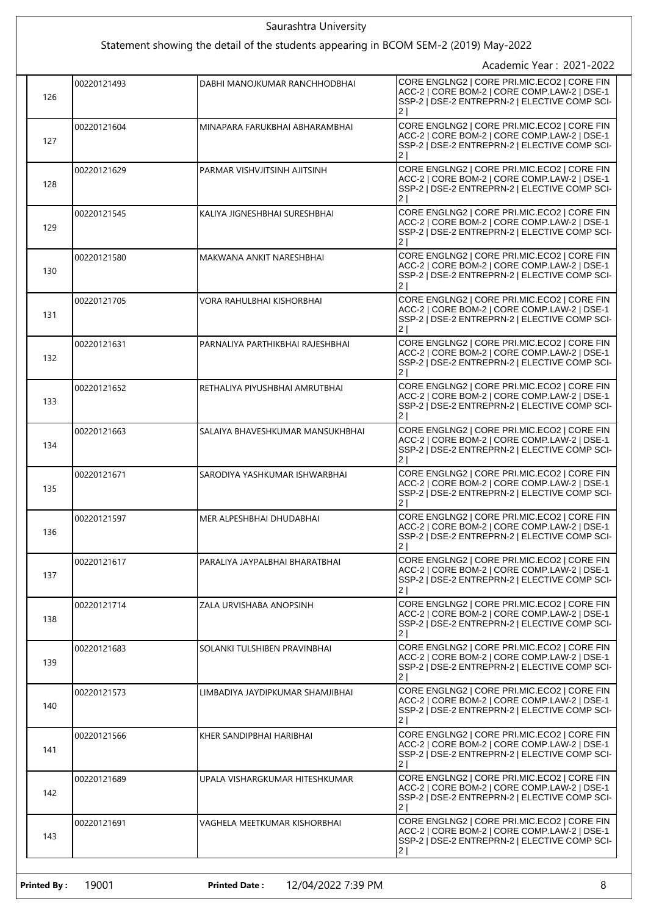Saurashtra University

Statement showing the detail of the students appearing in BCOM SEM-2 (2019) May-2022

Academic Year : 2021-2022

| | | | |
|---|---|---|---|
| 126 | 00220121493 | DABHI MANOJKUMAR RANCHHODBHAI | CORE ENGLNG2 \| CORE PRI.MIC.ECO2 \| CORE FIN ACC-2 \| CORE BOM-2 \| CORE COMP.LAW-2 \| DSE-1 SSP-2 \| DSE-2 ENTREPRN-2 \| ELECTIVE COMP SCI-2 \| |
| 127 | 00220121604 | MINAPARA FARUKBHAI ABHARAMBHAI | CORE ENGLNG2 \| CORE PRI.MIC.ECO2 \| CORE FIN ACC-2 \| CORE BOM-2 \| CORE COMP.LAW-2 \| DSE-1 SSP-2 \| DSE-2 ENTREPRN-2 \| ELECTIVE COMP SCI-2 \| |
| 128 | 00220121629 | PARMAR VISHVJITSINH AJITSINH | CORE ENGLNG2 \| CORE PRI.MIC.ECO2 \| CORE FIN ACC-2 \| CORE BOM-2 \| CORE COMP.LAW-2 \| DSE-1 SSP-2 \| DSE-2 ENTREPRN-2 \| ELECTIVE COMP SCI-2 \| |
| 129 | 00220121545 | KALIYA JIGNESHBHAI SURESHBHAI | CORE ENGLNG2 \| CORE PRI.MIC.ECO2 \| CORE FIN ACC-2 \| CORE BOM-2 \| CORE COMP.LAW-2 \| DSE-1 SSP-2 \| DSE-2 ENTREPRN-2 \| ELECTIVE COMP SCI-2 \| |
| 130 | 00220121580 | MAKWANA ANKIT NARESHBHAI | CORE ENGLNG2 \| CORE PRI.MIC.ECO2 \| CORE FIN ACC-2 \| CORE BOM-2 \| CORE COMP.LAW-2 \| DSE-1 SSP-2 \| DSE-2 ENTREPRN-2 \| ELECTIVE COMP SCI-2 \| |
| 131 | 00220121705 | VORA RAHULBHAI KISHORBHAI | CORE ENGLNG2 \| CORE PRI.MIC.ECO2 \| CORE FIN ACC-2 \| CORE BOM-2 \| CORE COMP.LAW-2 \| DSE-1 SSP-2 \| DSE-2 ENTREPRN-2 \| ELECTIVE COMP SCI-2 \| |
| 132 | 00220121631 | PARNALIYA PARTHIKBHAI RAJESHBHAI | CORE ENGLNG2 \| CORE PRI.MIC.ECO2 \| CORE FIN ACC-2 \| CORE BOM-2 \| CORE COMP.LAW-2 \| DSE-1 SSP-2 \| DSE-2 ENTREPRN-2 \| ELECTIVE COMP SCI-2 \| |
| 133 | 00220121652 | RETHALIYA PIYUSHBHAI AMRUTBHAI | CORE ENGLNG2 \| CORE PRI.MIC.ECO2 \| CORE FIN ACC-2 \| CORE BOM-2 \| CORE COMP.LAW-2 \| DSE-1 SSP-2 \| DSE-2 ENTREPRN-2 \| ELECTIVE COMP SCI-2 \| |
| 134 | 00220121663 | SALAIYA BHAVESHKUMAR MANSUKHBHAI | CORE ENGLNG2 \| CORE PRI.MIC.ECO2 \| CORE FIN ACC-2 \| CORE BOM-2 \| CORE COMP.LAW-2 \| DSE-1 SSP-2 \| DSE-2 ENTREPRN-2 \| ELECTIVE COMP SCI-2 \| |
| 135 | 00220121671 | SARODIYA YASHKUMAR ISHWARBHAI | CORE ENGLNG2 \| CORE PRI.MIC.ECO2 \| CORE FIN ACC-2 \| CORE BOM-2 \| CORE COMP.LAW-2 \| DSE-1 SSP-2 \| DSE-2 ENTREPRN-2 \| ELECTIVE COMP SCI-2 \| |
| 136 | 00220121597 | MER ALPESHBHAI DHUDABHAI | CORE ENGLNG2 \| CORE PRI.MIC.ECO2 \| CORE FIN ACC-2 \| CORE BOM-2 \| CORE COMP.LAW-2 \| DSE-1 SSP-2 \| DSE-2 ENTREPRN-2 \| ELECTIVE COMP SCI-2 \| |
| 137 | 00220121617 | PARALIYA JAYPALBHAI BHARATBHAI | CORE ENGLNG2 \| CORE PRI.MIC.ECO2 \| CORE FIN ACC-2 \| CORE BOM-2 \| CORE COMP.LAW-2 \| DSE-1 SSP-2 \| DSE-2 ENTREPRN-2 \| ELECTIVE COMP SCI-2 \| |
| 138 | 00220121714 | ZALA URVISHABA ANOPSINH | CORE ENGLNG2 \| CORE PRI.MIC.ECO2 \| CORE FIN ACC-2 \| CORE BOM-2 \| CORE COMP.LAW-2 \| DSE-1 SSP-2 \| DSE-2 ENTREPRN-2 \| ELECTIVE COMP SCI-2 \| |
| 139 | 00220121683 | SOLANKI TULSHIBEN PRAVINBHAI | CORE ENGLNG2 \| CORE PRI.MIC.ECO2 \| CORE FIN ACC-2 \| CORE BOM-2 \| CORE COMP.LAW-2 \| DSE-1 SSP-2 \| DSE-2 ENTREPRN-2 \| ELECTIVE COMP SCI-2 \| |
| 140 | 00220121573 | LIMBADIYA JAYDIPKUMAR SHAMJIBHAI | CORE ENGLNG2 \| CORE PRI.MIC.ECO2 \| CORE FIN ACC-2 \| CORE BOM-2 \| CORE COMP.LAW-2 \| DSE-1 SSP-2 \| DSE-2 ENTREPRN-2 \| ELECTIVE COMP SCI-2 \| |
| 141 | 00220121566 | KHER SANDIPBHAI HARIBHAI | CORE ENGLNG2 \| CORE PRI.MIC.ECO2 \| CORE FIN ACC-2 \| CORE BOM-2 \| CORE COMP.LAW-2 \| DSE-1 SSP-2 \| DSE-2 ENTREPRN-2 \| ELECTIVE COMP SCI-2 \| |
| 142 | 00220121689 | UPALA VISHARGKUMAR HITESHKUMAR | CORE ENGLNG2 \| CORE PRI.MIC.ECO2 \| CORE FIN ACC-2 \| CORE BOM-2 \| CORE COMP.LAW-2 \| DSE-1 SSP-2 \| DSE-2 ENTREPRN-2 \| ELECTIVE COMP SCI-2 \| |
| 143 | 00220121691 | VAGHELA MEETKUMAR KISHORBHAI | CORE ENGLNG2 \| CORE PRI.MIC.ECO2 \| CORE FIN ACC-2 \| CORE BOM-2 \| CORE COMP.LAW-2 \| DSE-1 SSP-2 \| DSE-2 ENTREPRN-2 \| ELECTIVE COMP SCI-2 \| |

**Printed By :** 19001 **Printed Date :** 12/04/2022 7:39 PM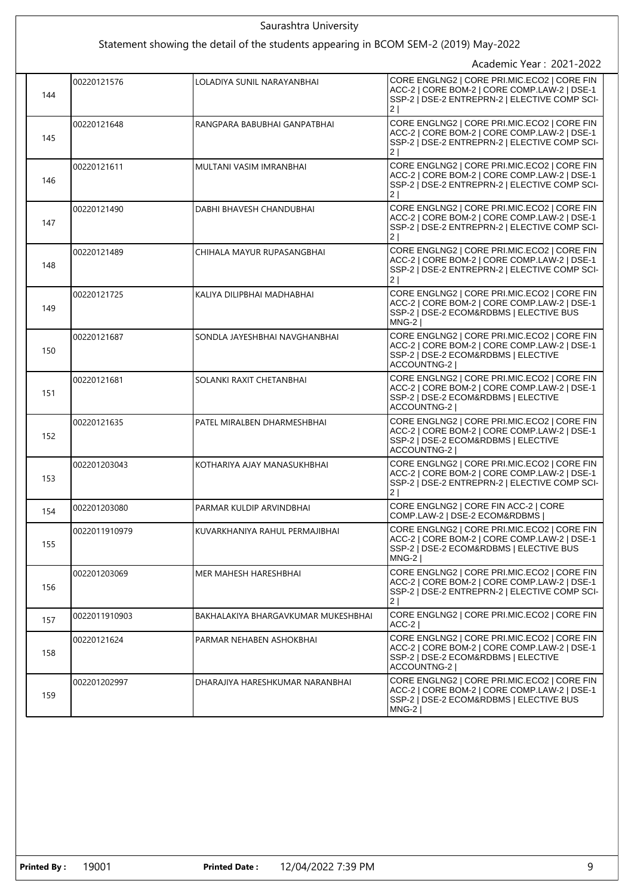Saurashtra University

Statement showing the detail of the students appearing in BCOM SEM-2 (2019) May-2022

Academic Year : 2021-2022

| | | | |
|---|---|---|---|
| 144 | 00220121576 | LOLADIYA SUNIL NARAYANBHAI | CORE ENGLNG2 \| CORE PRI.MIC.ECO2 \| CORE FIN ACC-2 \| CORE BOM-2 \| CORE COMP.LAW-2 \| DSE-1 SSP-2 \| DSE-2 ENTREPRN-2 \| ELECTIVE COMP SCI-2 \| |
| 145 | 00220121648 | RANGPARA BABUBHAI GANPATBHAI | CORE ENGLNG2 \| CORE PRI.MIC.ECO2 \| CORE FIN ACC-2 \| CORE BOM-2 \| CORE COMP.LAW-2 \| DSE-1 SSP-2 \| DSE-2 ENTREPRN-2 \| ELECTIVE COMP SCI-2 \| |
| 146 | 00220121611 | MULTANI VASIM IMRANBHAI | CORE ENGLNG2 \| CORE PRI.MIC.ECO2 \| CORE FIN ACC-2 \| CORE BOM-2 \| CORE COMP.LAW-2 \| DSE-1 SSP-2 \| DSE-2 ENTREPRN-2 \| ELECTIVE COMP SCI-2 \| |
| 147 | 00220121490 | DABHI BHAVESH CHANDUBHAI | CORE ENGLNG2 \| CORE PRI.MIC.ECO2 \| CORE FIN ACC-2 \| CORE BOM-2 \| CORE COMP.LAW-2 \| DSE-1 SSP-2 \| DSE-2 ENTREPRN-2 \| ELECTIVE COMP SCI-2 \| |
| 148 | 00220121489 | CHIHALA MAYUR RUPASANGBHAI | CORE ENGLNG2 \| CORE PRI.MIC.ECO2 \| CORE FIN ACC-2 \| CORE BOM-2 \| CORE COMP.LAW-2 \| DSE-1 SSP-2 \| DSE-2 ENTREPRN-2 \| ELECTIVE COMP SCI-2 \| |
| 149 | 00220121725 | KALIYA DILIPBHAI MADHABHAI | CORE ENGLNG2 \| CORE PRI.MIC.ECO2 \| CORE FIN ACC-2 \| CORE BOM-2 \| CORE COMP.LAW-2 \| DSE-1 SSP-2 \| DSE-2 ECOM&RDBMS \| ELECTIVE BUS MNG-2 \| |
| 150 | 00220121687 | SONDLA JAYESHBHAI NAVGHANBHAI | CORE ENGLNG2 \| CORE PRI.MIC.ECO2 \| CORE FIN ACC-2 \| CORE BOM-2 \| CORE COMP.LAW-2 \| DSE-1 SSP-2 \| DSE-2 ECOM&RDBMS \| ELECTIVE ACCOUNTNG-2 \| |
| 151 | 00220121681 | SOLANKI RAXIT CHETANBHAI | CORE ENGLNG2 \| CORE PRI.MIC.ECO2 \| CORE FIN ACC-2 \| CORE BOM-2 \| CORE COMP.LAW-2 \| DSE-1 SSP-2 \| DSE-2 ECOM&RDBMS \| ELECTIVE ACCOUNTNG-2 \| |
| 152 | 00220121635 | PATEL MIRALBEN DHARMESHBHAI | CORE ENGLNG2 \| CORE PRI.MIC.ECO2 \| CORE FIN ACC-2 \| CORE BOM-2 \| CORE COMP.LAW-2 \| DSE-1 SSP-2 \| DSE-2 ECOM&RDBMS \| ELECTIVE ACCOUNTNG-2 \| |
| 153 | 002201203043 | KOTHARIYA AJAY MANASUKHBHAI | CORE ENGLNG2 \| CORE PRI.MIC.ECO2 \| CORE FIN ACC-2 \| CORE BOM-2 \| CORE COMP.LAW-2 \| DSE-1 SSP-2 \| DSE-2 ENTREPRN-2 \| ELECTIVE COMP SCI-2 \| |
| 154 | 002201203080 | PARMAR KULDIP ARVINDBHAI | CORE ENGLNG2 \| CORE FIN ACC-2 \| CORE COMP.LAW-2 \| DSE-2 ECOM&RDBMS \| |
| 155 | 0022011910979 | KUVARKHANIYA RAHUL PERMAJIBHAI | CORE ENGLNG2 \| CORE PRI.MIC.ECO2 \| CORE FIN ACC-2 \| CORE BOM-2 \| CORE COMP.LAW-2 \| DSE-1 SSP-2 \| DSE-2 ECOM&RDBMS \| ELECTIVE BUS MNG-2 \| |
| 156 | 002201203069 | MER MAHESH HARESHBHAI | CORE ENGLNG2 \| CORE PRI.MIC.ECO2 \| CORE FIN ACC-2 \| CORE BOM-2 \| CORE COMP.LAW-2 \| DSE-1 SSP-2 \| DSE-2 ENTREPRN-2 \| ELECTIVE COMP SCI-2 \| |
| 157 | 0022011910903 | BAKHALAKIYA BHARGAVKUMAR MUKESHBHAI | CORE ENGLNG2 \| CORE PRI.MIC.ECO2 \| CORE FIN ACC-2 \| |
| 158 | 00220121624 | PARMAR NEHABEN ASHOKBHAI | CORE ENGLNG2 \| CORE PRI.MIC.ECO2 \| CORE FIN ACC-2 \| CORE BOM-2 \| CORE COMP.LAW-2 \| DSE-1 SSP-2 \| DSE-2 ECOM&RDBMS \| ELECTIVE ACCOUNTNG-2 \| |
| 159 | 002201202997 | DHARAJIYA HARESHKUMAR NARANBHAI | CORE ENGLNG2 \| CORE PRI.MIC.ECO2 \| CORE FIN ACC-2 \| CORE BOM-2 \| CORE COMP.LAW-2 \| DSE-1 SSP-2 \| DSE-2 ECOM&RDBMS \| ELECTIVE BUS MNG-2 \| |

**Printed By :** 19001 **Printed Date :** 12/04/2022 7:39 PM